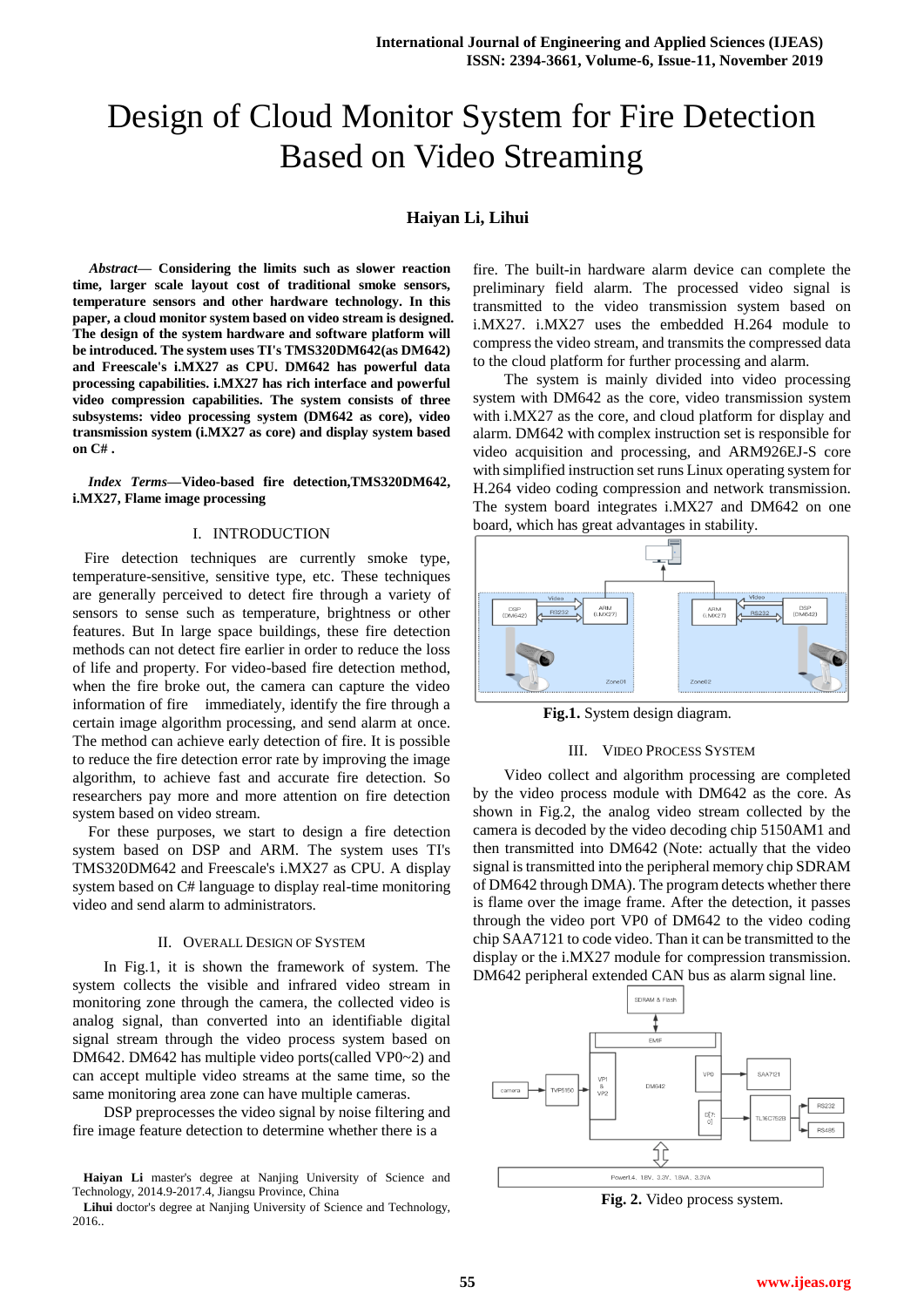# Design of Cloud Monitor System for Fire Detection Based on Video Streaming

### Haiyan Li, Lihui

***Abstract*— Considering the limits such as slower reaction time, larger scale layout cost of traditional smoke sensors, temperature sensors and other hardware technology. In this paper, a cloud monitor system based on video stream is designed. The design of the system hardware and software platform will be introduced. The system uses TI's TMS320DM642(as DM642) and Freescale's i.MX27 as CPU. DM642 has powerful data processing capabilities. i.MX27 has rich interface and powerful video compression capabilities. The system consists of three subsystems: video processing system (DM642 as core), video transmission system (i.MX27 as core) and display system based on C# .**

***Index Terms*—Video-based fire detection,TMS320DM642, i.MX27, Flame image processing**

## I. INTRODUCTION

Fire detection techniques are currently smoke type, temperature-sensitive, sensitive type, etc. These techniques are generally perceived to detect fire through a variety of sensors to sense such as temperature, brightness or other features. But In large space buildings, these fire detection methods can not detect fire earlier in order to reduce the loss of life and property. For video-based fire detection method, when the fire broke out, the camera can capture the video information of fire immediately, identify the fire through a certain image algorithm processing, and send alarm at once. The method can achieve early detection of fire. It is possible to reduce the fire detection error rate by improving the image algorithm, to achieve fast and accurate fire detection. So researchers pay more and more attention on fire detection system based on video stream.

For these purposes, we start to design a fire detection system based on DSP and ARM. The system uses TI's TMS320DM642 and Freescale's i.MX27 as CPU. A display system based on C# language to display real-time monitoring video and send alarm to administrators.

## II. OVERALL DESIGN OF SYSTEM

In Fig.1, it is shown the framework of system. The system collects the visible and infrared video stream in monitoring zone through the camera, the collected video is analog signal, than converted into an identifiable digital signal stream through the video process system based on DM642. DM642 has multiple video ports(called VP0~2) and can accept multiple video streams at the same time, so the same monitoring area zone can have multiple cameras.

DSP preprocesses the video signal by noise filtering and fire image feature detection to determine whether there is a fire. The built-in hardware alarm device can complete the preliminary field alarm. The processed video signal is transmitted to the video transmission system based on i.MX27. i.MX27 uses the embedded H.264 module to compress the video stream, and transmits the compressed data to the cloud platform for further processing and alarm.

The system is mainly divided into video processing system with DM642 as the core, video transmission system with i.MX27 as the core, and cloud platform for display and alarm. DM642 with complex instruction set is responsible for video acquisition and processing, and ARM926EJ-S core with simplified instruction set runs Linux operating system for H.264 video coding compression and network transmission. The system board integrates i.MX27 and DM642 on one board, which has great advantages in stability.

**Fig.1.** System design diagram.

## III. VIDEO PROCESS SYSTEM

Video collect and algorithm processing are completed by the video process module with DM642 as the core. As shown in Fig.2, the analog video stream collected by the camera is decoded by the video decoding chip 5150AM1 and then transmitted into DM642 (Note: actually that the video signal is transmitted into the peripheral memory chip SDRAM of DM642 through DMA). The program detects whether there is flame over the image frame. After the detection, it passes through the video port VP0 of DM642 to the video coding chip SAA7121 to code video. Than it can be transmitted to the display or the i.MX27 module for compression transmission. DM642 peripheral extended CAN bus as alarm signal line.

**Fig. 2.** Video process system.

**Haiyan Li** master's degree at Nanjing University of Science and Technology, 2014.9-2017.4, Jiangsu Province, China

**Lihui** doctor's degree at Nanjing University of Science and Technology, 2016..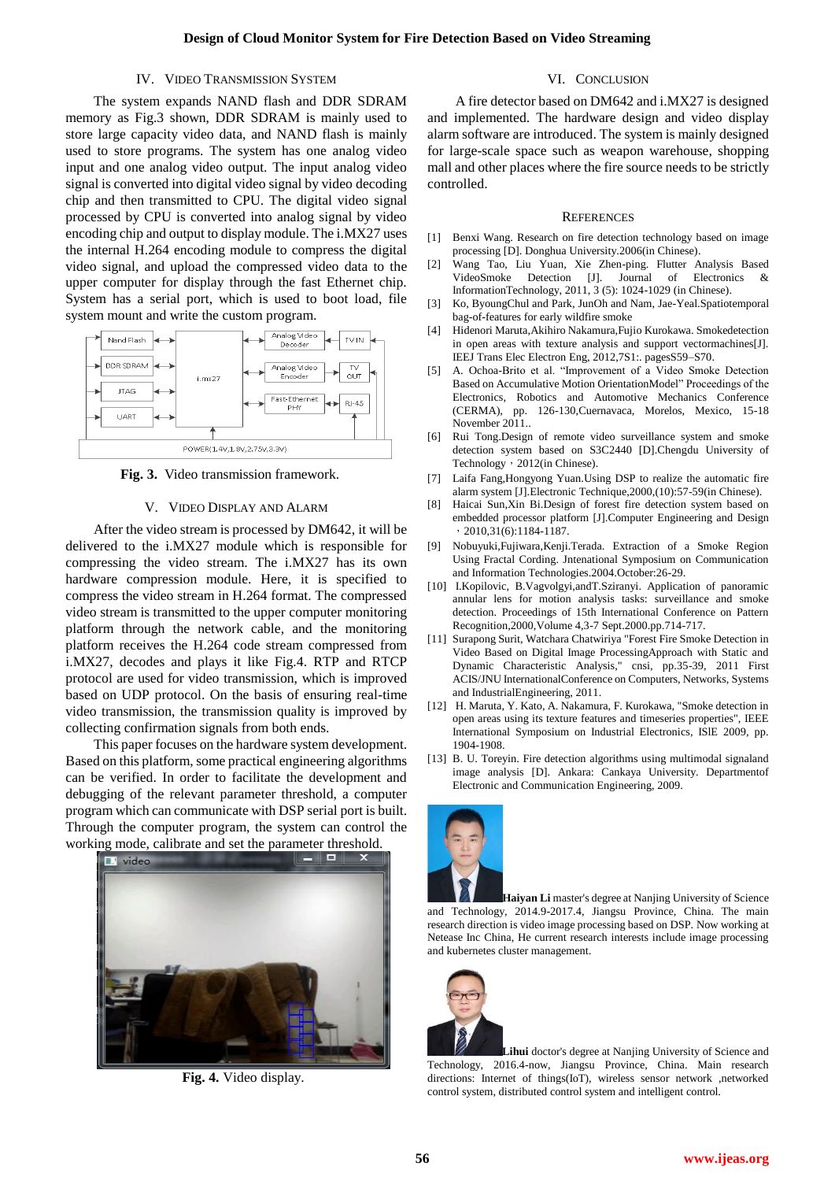## IV. VIDEO TRANSMISSION SYSTEM

The system expands NAND flash and DDR SDRAM memory as Fig.3 shown, DDR SDRAM is mainly used to store large capacity video data, and NAND flash is mainly used to store programs. The system has one analog video input and one analog video output. The input analog video signal is converted into digital video signal by video decoding chip and then transmitted to CPU. The digital video signal processed by CPU is converted into analog signal by video encoding chip and output to display module. The i.MX27 uses the internal H.264 encoding module to compress the digital video signal, and upload the compressed video data to the upper computer for display through the fast Ethernet chip. System has a serial port, which is used to boot load, file system mount and write the custom program.

Nand Flash
DDR SDRAM
JTAG
UART
i.mx27
Analog Video Decoder
Analog Video Encoder
Fast-Ethernet PHY
TV IN
TV OUT
RJ-45
POWER(1.4V,1.8V,2.75V,3.3V)

**Fig. 3.** Video transmission framework.

## V. VIDEO DISPLAY AND ALARM

After the video stream is processed by DM642, it will be delivered to the i.MX27 module which is responsible for compressing the video stream. The i.MX27 has its own hardware compression module. Here, it is specified to compress the video stream in H.264 format. The compressed video stream is transmitted to the upper computer monitoring platform through the network cable, and the monitoring platform receives the H.264 code stream compressed from i.MX27, decodes and plays it like Fig.4. RTP and RTCP protocol are used for video transmission, which is improved based on UDP protocol. On the basis of ensuring real-time video transmission, the transmission quality is improved by collecting confirmation signals from both ends.

This paper focuses on the hardware system development. Based on this platform, some practical engineering algorithms can be verified. In order to facilitate the development and debugging of the relevant parameter threshold, a computer program which can communicate with DSP serial port is built. Through the computer program, the system can control the working mode, calibrate and set the parameter threshold.

**Fig. 4.** Video display.

## VI. CONCLUSION

A fire detector based on DM642 and i.MX27 is designed and implemented. The hardware design and video display alarm software are introduced. The system is mainly designed for large-scale space such as weapon warehouse, shopping mall and other places where the fire source needs to be strictly controlled.

## REFERENCES

[1] Benxi Wang. Research on fire detection technology based on image processing [D]. Donghua University.2006(in Chinese).

[2] Wang Tao, Liu Yuan, Xie Zhen-ping. Flutter Analysis Based VideoSmoke Detection [J]. Journal of Electronics & InformationTechnology, 2011, 3 (5): 1024-1029 (in Chinese).

[3] Ko, ByoungChul and Park, JunOh and Nam, Jae-Yeal.Spatiotemporal bag-of-features for early wildfire smoke

[4] Hidenori Maruta,Akihiro Nakamura,Fujio Kurokawa. Smokedetection in open areas with texture analysis and support vectormachines[J]. IEEJ Trans Elec Electron Eng, 2012,7S1:. pagesS59–S70.

[5] A. Ochoa-Brito et al. "Improvement of a Video Smoke Detection Based on Accumulative Motion OrientationModel" Proceedings of the Electronics, Robotics and Automotive Mechanics Conference (CERMA), pp. 126-130,Cuernavaca, Morelos, Mexico, 15-18 November 2011..

[6] Rui Tong.Design of remote video surveillance system and smoke detection system based on S3C2440 [D].Chengdu University of Technology，2012(in Chinese).

[7] Laifa Fang,Hongyong Yuan.Using DSP to realize the automatic fire alarm system [J].Electronic Technique,2000,(10):57-59(in Chinese).

[8] Haicai Sun,Xin Bi.Design of forest fire detection system based on embedded processor platform [J].Computer Engineering and Design，2010,31(6):1184-1187.

[9] Nobuyuki,Fujiwara,Kenji.Terada. Extraction of a Smoke Region Using Fractal Cording. Jntenational Symposium on Communication and Information Technologies.2004.October:26-29.

[10] I.Kopilovic, B.Vagvolgyi,andT.Sziranyi. Application of panoramic annular lens for motion analysis tasks: surveillance and smoke detection. Proceedings of 15th International Conference on Pattern Recognition,2000,Volume 4,3-7 Sept.2000.pp.714-717.

[11] Surapong Surit, Watchara Chatwiriya "Forest Fire Smoke Detection in Video Based on Digital Image ProcessingApproach with Static and Dynamic Characteristic Analysis," cnsi, pp.35-39, 2011 First ACIS/JNU InternationalConference on Computers, Networks, Systems and IndustrialEngineering, 2011.

[12] H. Maruta, Y. Kato, A. Nakamura, F. Kurokawa, "Smoke detection in open areas using its texture features and timeseries properties", IEEE International Symposium on Industrial Electronics, ISIE 2009, pp. 1904-1908.

[13] B. U. Toreyin. Fire detection algorithms using multimodal signaland image analysis [D]. Ankara: Cankaya University. Departmentof Electronic and Communication Engineering, 2009.

**Haiyan Li** master's degree at Nanjing University of Science and Technology, 2014.9-2017.4, Jiangsu Province, China. The main research direction is video image processing based on DSP. Now working at Netease Inc China, He current research interests include image processing and kubernetes cluster management.

**Lihui** doctor's degree at Nanjing University of Science and Technology, 2016.4-now, Jiangsu Province, China. Main research directions: Internet of things(IoT), wireless sensor network ,networked control system, distributed control system and intelligent control.